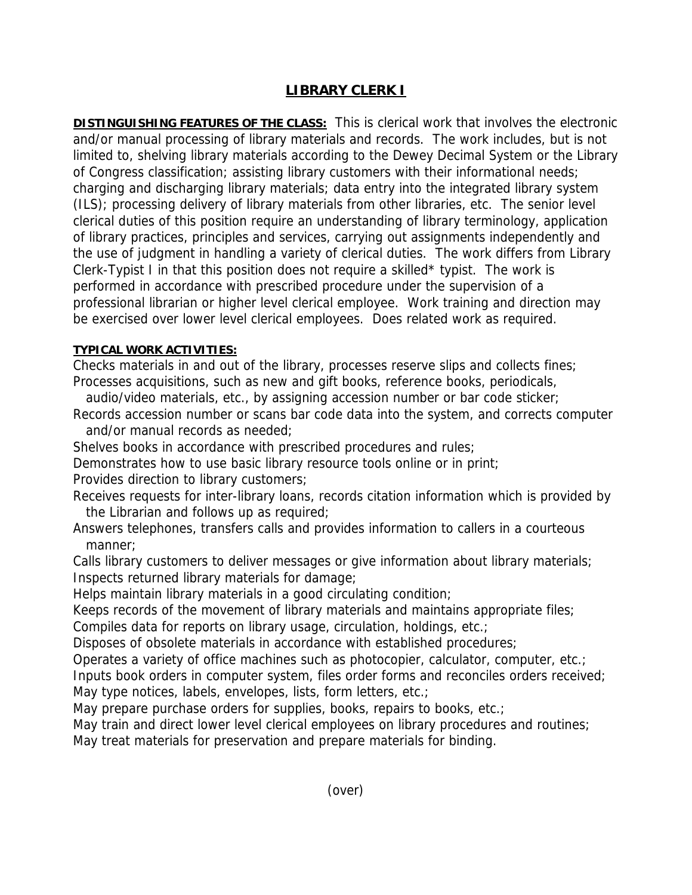# LIBRARY CLERK I

**DISTINGUISHING FEATURES OF THE CLASS:** This is clerical work that involves the electronic and/or manual processing of library materials and records. The work includes, but is not limited to, shelving library materials according to the Dewey Decimal System or the Library of Congress classification; assisting library customers with their informational needs; charging and discharging library materials; data entry into the integrated library system (ILS); processing delivery of library materials from other libraries, etc. The senior level clerical duties of this position require an understanding of library terminology, application of library practices, principles and services, carrying out assignments independently and the use of judgment in handling a variety of clerical duties. The work differs from Library Clerk-Typist I in that this position does not require a skilled* typist. The work is performed in accordance with prescribed procedure under the supervision of a professional librarian or higher level clerical employee. Work training and direction may be exercised over lower level clerical employees. Does related work as required.

**TYPICAL WORK ACTIVITIES:**

Checks materials in and out of the library, processes reserve slips and collects fines;
Processes acquisitions, such as new and gift books, reference books, periodicals, audio/video materials, etc., by assigning accession number or bar code sticker;
Records accession number or scans bar code data into the system, and corrects computer and/or manual records as needed;
Shelves books in accordance with prescribed procedures and rules;
Demonstrates how to use basic library resource tools online or in print;
Provides direction to library customers;
Receives requests for inter-library loans, records citation information which is provided by the Librarian and follows up as required;
Answers telephones, transfers calls and provides information to callers in a courteous manner;
Calls library customers to deliver messages or give information about library materials;
Inspects returned library materials for damage;
Helps maintain library materials in a good circulating condition;
Keeps records of the movement of library materials and maintains appropriate files;
Compiles data for reports on library usage, circulation, holdings, etc.;
Disposes of obsolete materials in accordance with established procedures;
Operates a variety of office machines such as photocopier, calculator, computer, etc.;
Inputs book orders in computer system, files order forms and reconciles orders received;
May type notices, labels, envelopes, lists, form letters, etc.;
May prepare purchase orders for supplies, books, repairs to books, etc.;
May train and direct lower level clerical employees on library procedures and routines;
May treat materials for preservation and prepare materials for binding.

(over)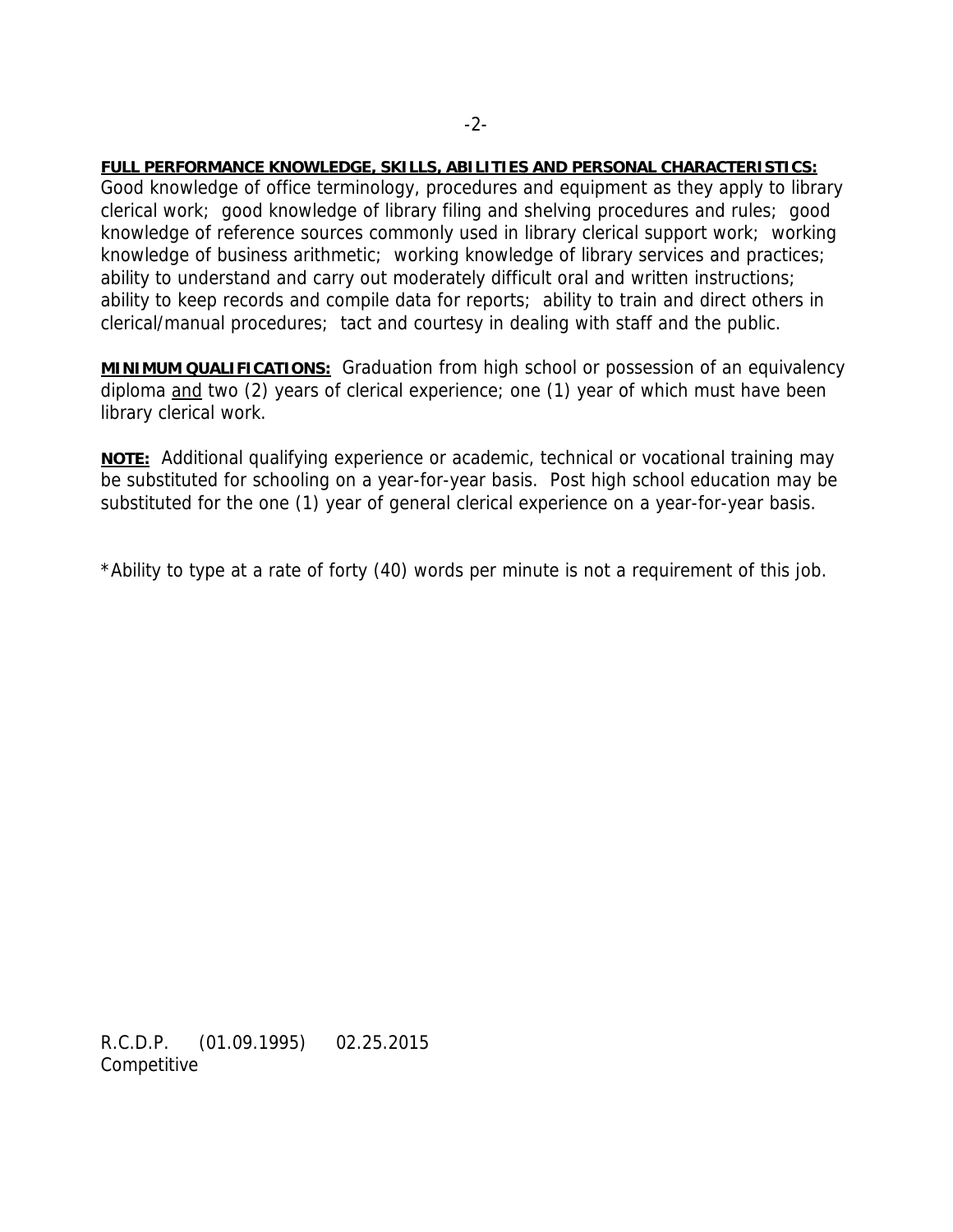**FULL PERFORMANCE KNOWLEDGE, SKILLS, ABILITIES AND PERSONAL CHARACTERISTICS:** Good knowledge of office terminology, procedures and equipment as they apply to library clerical work; good knowledge of library filing and shelving procedures and rules; good knowledge of reference sources commonly used in library clerical support work; working knowledge of business arithmetic; working knowledge of library services and practices; ability to understand and carry out moderately difficult oral and written instructions; ability to keep records and compile data for reports; ability to train and direct others in clerical/manual procedures; tact and courtesy in dealing with staff and the public.

**MINIMUM QUALIFICATIONS:** Graduation from high school or possession of an equivalency diploma and two (2) years of clerical experience; one (1) year of which must have been library clerical work.

**NOTE:** Additional qualifying experience or academic, technical or vocational training may be substituted for schooling on a year-for-year basis. Post high school education may be substituted for the one (1) year of general clerical experience on a year-for-year basis.

*Ability to type at a rate of forty (40) words per minute is not a requirement of this job.

R.C.D.P. (01.09.1995) 02.25.2015
Competitive